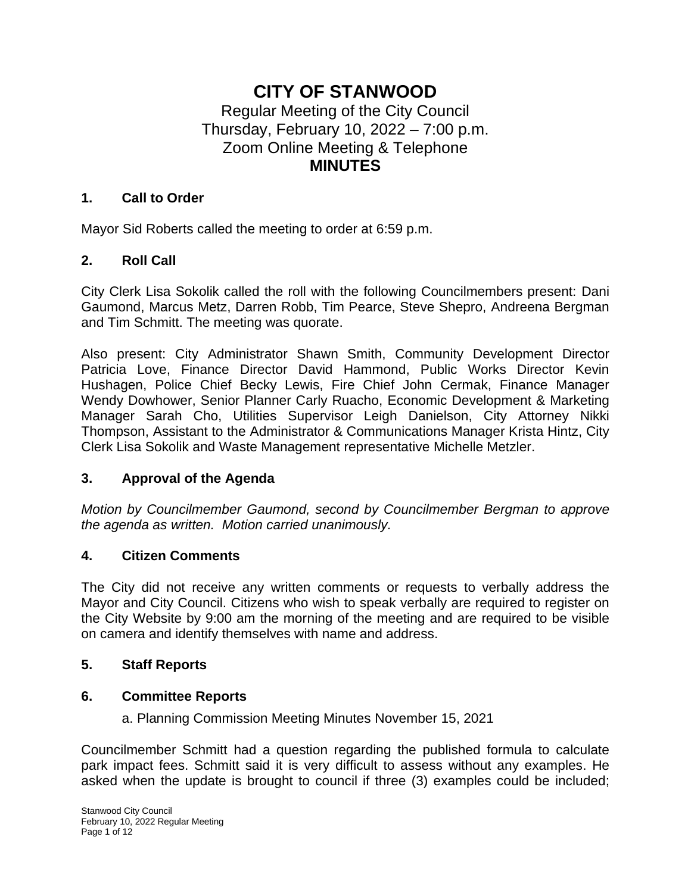# CITY OF STANWOOD

Regular Meeting of the City Council
Thursday, February 10, 2022 – 7:00 p.m.
Zoom Online Meeting & Telephone
**MINUTES**

## 1. Call to Order

Mayor Sid Roberts called the meeting to order at 6:59 p.m.

## 2. Roll Call

City Clerk Lisa Sokolik called the roll with the following Councilmembers present: Dani Gaumond, Marcus Metz, Darren Robb, Tim Pearce, Steve Shepro, Andreena Bergman and Tim Schmitt. The meeting was quorate.

Also present: City Administrator Shawn Smith, Community Development Director Patricia Love, Finance Director David Hammond, Public Works Director Kevin Hushagen, Police Chief Becky Lewis, Fire Chief John Cermak, Finance Manager Wendy Dowhower, Senior Planner Carly Ruacho, Economic Development & Marketing Manager Sarah Cho, Utilities Supervisor Leigh Danielson, City Attorney Nikki Thompson, Assistant to the Administrator & Communications Manager Krista Hintz, City Clerk Lisa Sokolik and Waste Management representative Michelle Metzler.

## 3. Approval of the Agenda

*Motion by Councilmember Gaumond, second by Councilmember Bergman to approve the agenda as written. Motion carried unanimously.*

## 4. Citizen Comments

The City did not receive any written comments or requests to verbally address the Mayor and City Council. Citizens who wish to speak verbally are required to register on the City Website by 9:00 am the morning of the meeting and are required to be visible on camera and identify themselves with name and address.

## 5. Staff Reports

## 6. Committee Reports

a. Planning Commission Meeting Minutes November 15, 2021

Councilmember Schmitt had a question regarding the published formula to calculate park impact fees. Schmitt said it is very difficult to assess without any examples. He asked when the update is brought to council if three (3) examples could be included;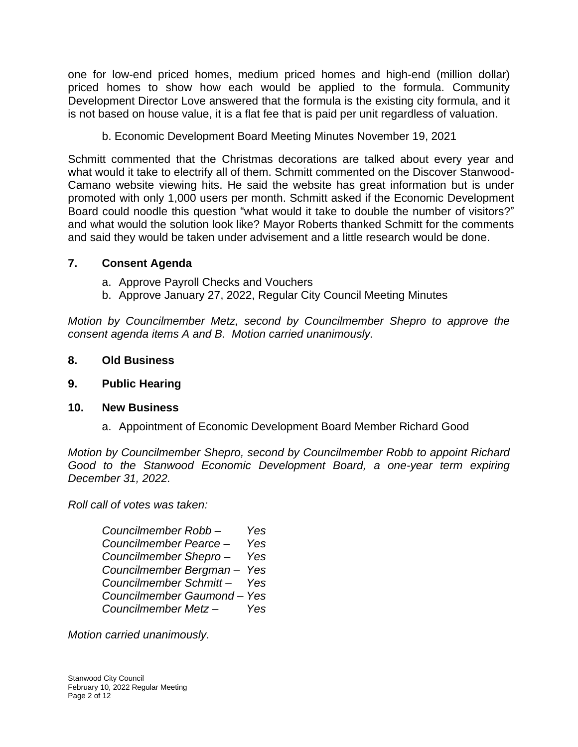one for low-end priced homes, medium priced homes and high-end (million dollar) priced homes to show how each would be applied to the formula. Community Development Director Love answered that the formula is the existing city formula, and it is not based on house value, it is a flat fee that is paid per unit regardless of valuation.

b. Economic Development Board Meeting Minutes November 19, 2021

Schmitt commented that the Christmas decorations are talked about every year and what would it take to electrify all of them. Schmitt commented on the Discover Stanwood-Camano website viewing hits. He said the website has great information but is under promoted with only 1,000 users per month. Schmitt asked if the Economic Development Board could noodle this question "what would it take to double the number of visitors?" and what would the solution look like? Mayor Roberts thanked Schmitt for the comments and said they would be taken under advisement and a little research would be done.

## 7. Consent Agenda

a. Approve Payroll Checks and Vouchers
b. Approve January 27, 2022, Regular City Council Meeting Minutes

*Motion by Councilmember Metz, second by Councilmember Shepro to approve the consent agenda items A and B. Motion carried unanimously.*

## 8. Old Business

## 9. Public Hearing

## 10. New Business

a. Appointment of Economic Development Board Member Richard Good

*Motion by Councilmember Shepro, second by Councilmember Robb to appoint Richard Good to the Stanwood Economic Development Board, a one-year term expiring December 31, 2022.*

*Roll call of votes was taken:*

*Councilmember Robb – Yes*
*Councilmember Pearce – Yes*
*Councilmember Shepro – Yes*
*Councilmember Bergman – Yes*
*Councilmember Schmitt – Yes*
*Councilmember Gaumond – Yes*
*Councilmember Metz – Yes*

*Motion carried unanimously.*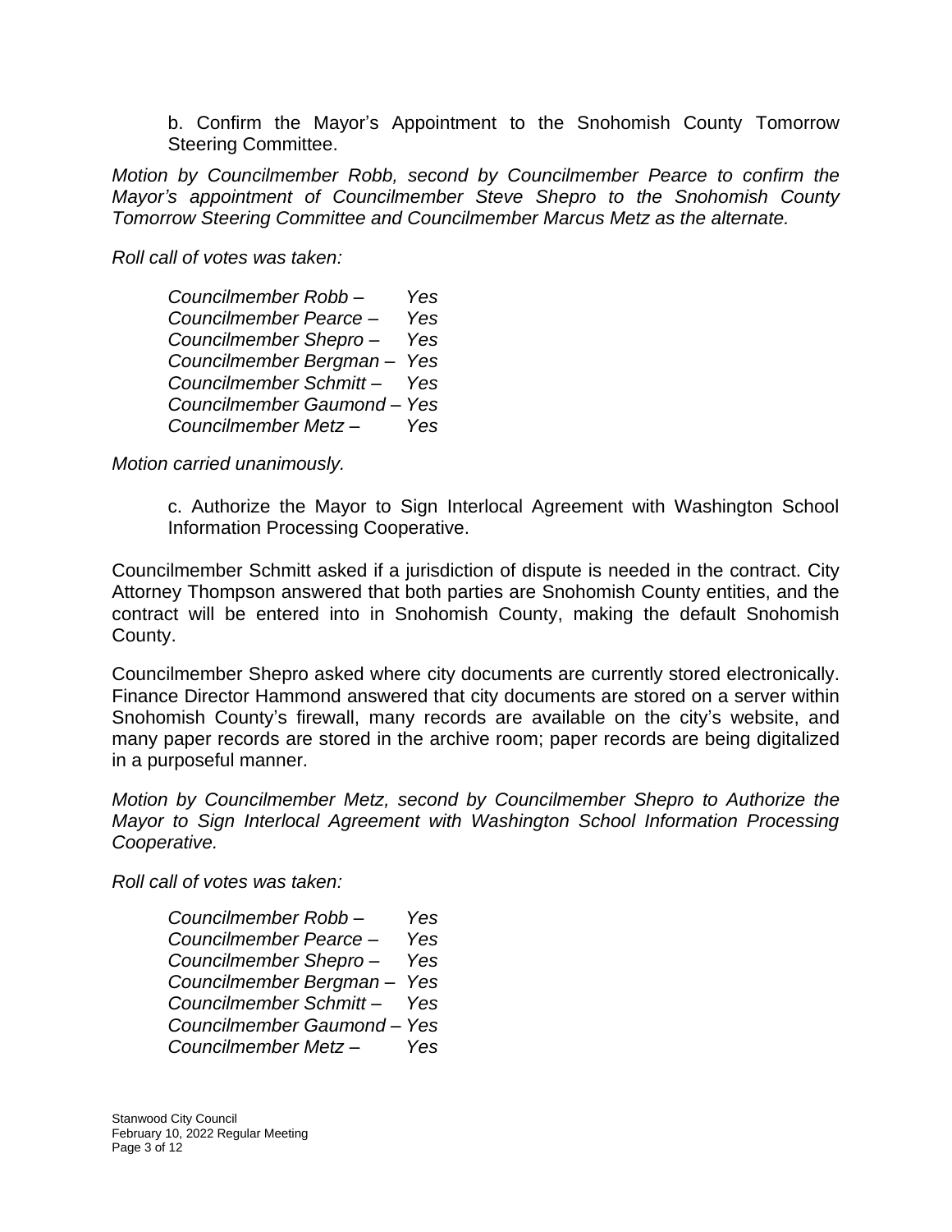b. Confirm the Mayor's Appointment to the Snohomish County Tomorrow Steering Committee.

*Motion by Councilmember Robb, second by Councilmember Pearce to confirm the Mayor's appointment of Councilmember Steve Shepro to the Snohomish County Tomorrow Steering Committee and Councilmember Marcus Metz as the alternate.*

*Roll call of votes was taken:*

*Councilmember Robb – Yes*
*Councilmember Pearce – Yes*
*Councilmember Shepro – Yes*
*Councilmember Bergman – Yes*
*Councilmember Schmitt – Yes*
*Councilmember Gaumond – Yes*
*Councilmember Metz – Yes*

*Motion carried unanimously.*

c. Authorize the Mayor to Sign Interlocal Agreement with Washington School Information Processing Cooperative.

Councilmember Schmitt asked if a jurisdiction of dispute is needed in the contract. City Attorney Thompson answered that both parties are Snohomish County entities, and the contract will be entered into in Snohomish County, making the default Snohomish County.

Councilmember Shepro asked where city documents are currently stored electronically. Finance Director Hammond answered that city documents are stored on a server within Snohomish County's firewall, many records are available on the city's website, and many paper records are stored in the archive room; paper records are being digitalized in a purposeful manner.

*Motion by Councilmember Metz, second by Councilmember Shepro to Authorize the Mayor to Sign Interlocal Agreement with Washington School Information Processing Cooperative.*

*Roll call of votes was taken:*

*Councilmember Robb – Yes*
*Councilmember Pearce – Yes*
*Councilmember Shepro – Yes*
*Councilmember Bergman – Yes*
*Councilmember Schmitt – Yes*
*Councilmember Gaumond – Yes*
*Councilmember Metz – Yes*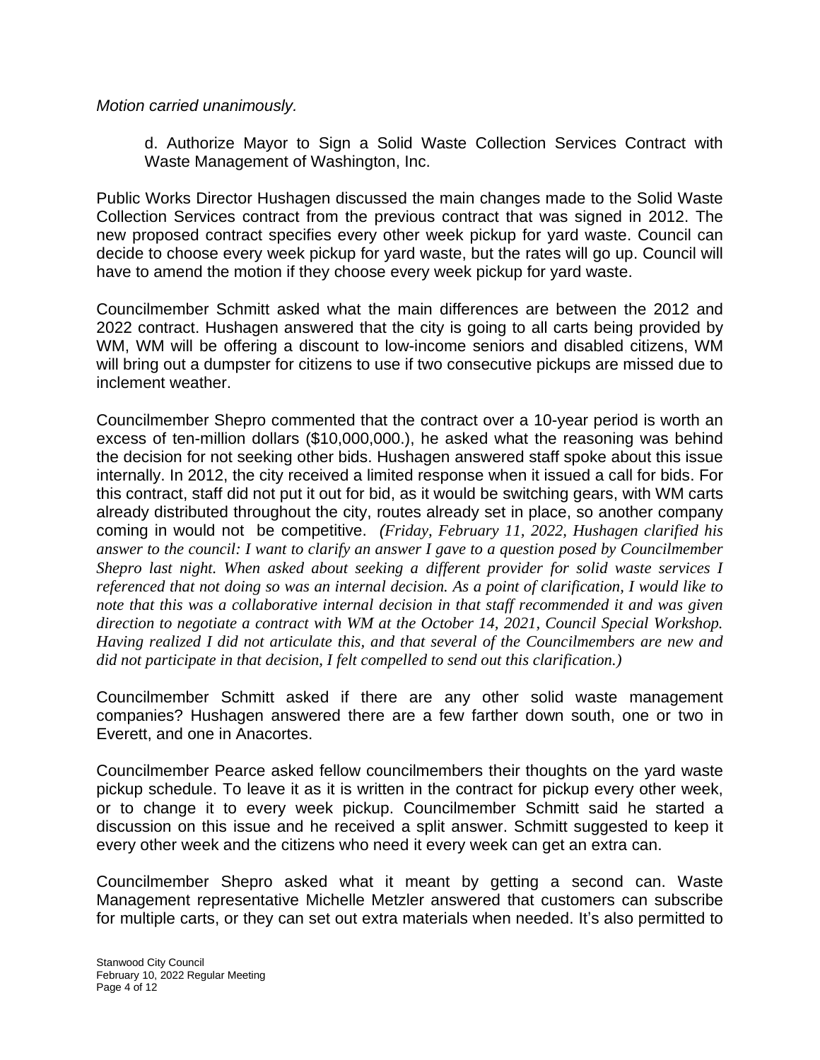*Motion carried unanimously.*

d. Authorize Mayor to Sign a Solid Waste Collection Services Contract with Waste Management of Washington, Inc.

Public Works Director Hushagen discussed the main changes made to the Solid Waste Collection Services contract from the previous contract that was signed in 2012. The new proposed contract specifies every other week pickup for yard waste. Council can decide to choose every week pickup for yard waste, but the rates will go up. Council will have to amend the motion if they choose every week pickup for yard waste.

Councilmember Schmitt asked what the main differences are between the 2012 and 2022 contract. Hushagen answered that the city is going to all carts being provided by WM, WM will be offering a discount to low-income seniors and disabled citizens, WM will bring out a dumpster for citizens to use if two consecutive pickups are missed due to inclement weather.

Councilmember Shepro commented that the contract over a 10-year period is worth an excess of ten-million dollars ($10,000,000.), he asked what the reasoning was behind the decision for not seeking other bids. Hushagen answered staff spoke about this issue internally. In 2012, the city received a limited response when it issued a call for bids. For this contract, staff did not put it out for bid, as it would be switching gears, with WM carts already distributed throughout the city, routes already set in place, so another company coming in would not be competitive. *(Friday, February 11, 2022, Hushagen clarified his answer to the council: I want to clarify an answer I gave to a question posed by Councilmember Shepro last night. When asked about seeking a different provider for solid waste services I referenced that not doing so was an internal decision. As a point of clarification, I would like to note that this was a collaborative internal decision in that staff recommended it and was given direction to negotiate a contract with WM at the October 14, 2021, Council Special Workshop. Having realized I did not articulate this, and that several of the Councilmembers are new and did not participate in that decision, I felt compelled to send out this clarification.)*

Councilmember Schmitt asked if there are any other solid waste management companies? Hushagen answered there are a few farther down south, one or two in Everett, and one in Anacortes.

Councilmember Pearce asked fellow councilmembers their thoughts on the yard waste pickup schedule. To leave it as it is written in the contract for pickup every other week, or to change it to every week pickup. Councilmember Schmitt said he started a discussion on this issue and he received a split answer. Schmitt suggested to keep it every other week and the citizens who need it every week can get an extra can.

Councilmember Shepro asked what it meant by getting a second can. Waste Management representative Michelle Metzler answered that customers can subscribe for multiple carts, or they can set out extra materials when needed. It's also permitted to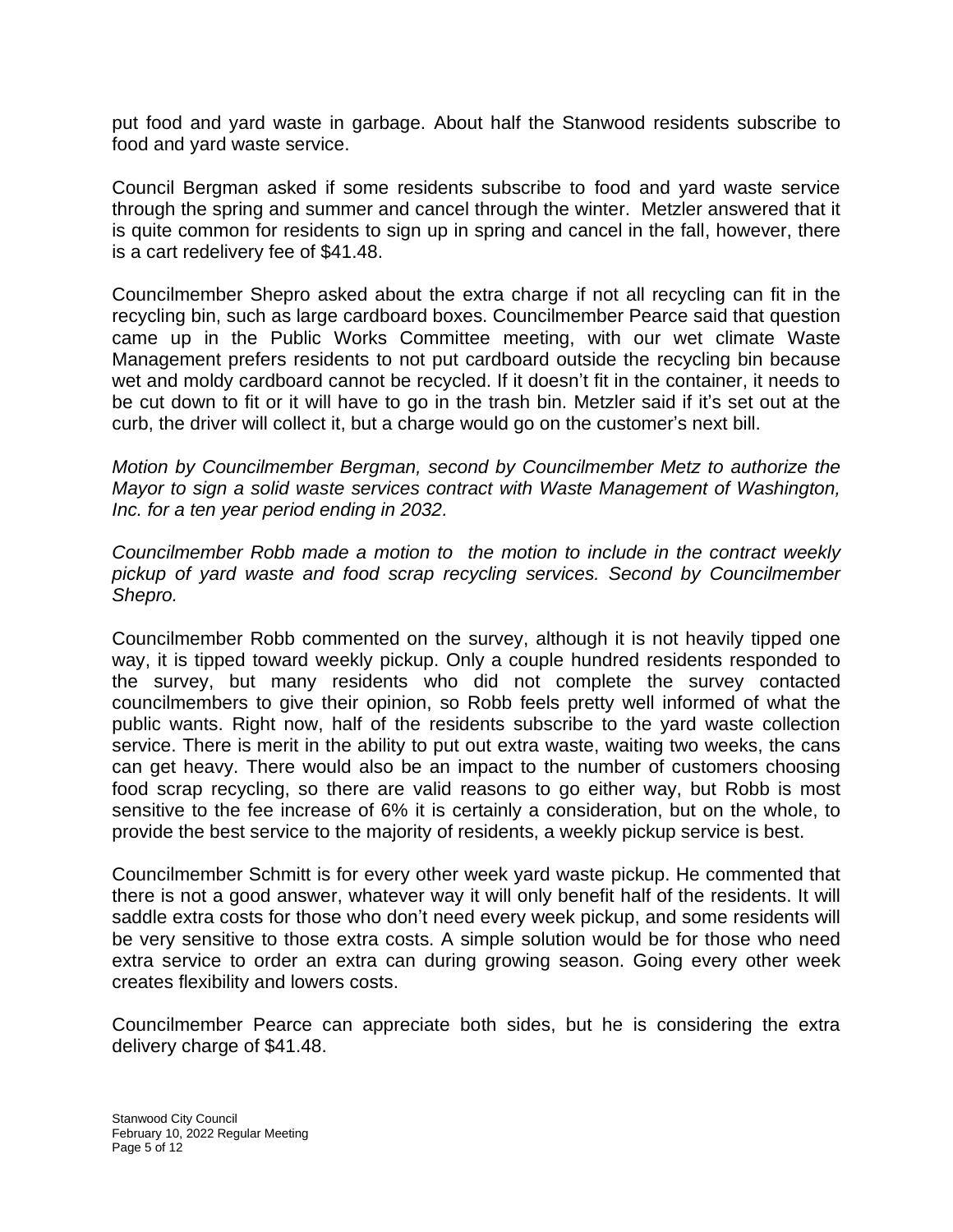put food and yard waste in garbage. About half the Stanwood residents subscribe to food and yard waste service.

Council Bergman asked if some residents subscribe to food and yard waste service through the spring and summer and cancel through the winter.  Metzler answered that it is quite common for residents to sign up in spring and cancel in the fall, however, there is a cart redelivery fee of $41.48.

Councilmember Shepro asked about the extra charge if not all recycling can fit in the recycling bin, such as large cardboard boxes. Councilmember Pearce said that question came up in the Public Works Committee meeting, with our wet climate Waste Management prefers residents to not put cardboard outside the recycling bin because wet and moldy cardboard cannot be recycled. If it doesn't fit in the container, it needs to be cut down to fit or it will have to go in the trash bin. Metzler said if it's set out at the curb, the driver will collect it, but a charge would go on the customer's next bill.

*Motion by Councilmember Bergman, second by Councilmember Metz to authorize the Mayor to sign a solid waste services contract with Waste Management of Washington, Inc. for a ten year period ending in 2032.*

*Councilmember Robb made a motion to  the motion to include in the contract weekly pickup of yard waste and food scrap recycling services. Second by Councilmember Shepro.*

Councilmember Robb commented on the survey, although it is not heavily tipped one way, it is tipped toward weekly pickup. Only a couple hundred residents responded to the survey, but many residents who did not complete the survey contacted councilmembers to give their opinion, so Robb feels pretty well informed of what the public wants. Right now, half of the residents subscribe to the yard waste collection service. There is merit in the ability to put out extra waste, waiting two weeks, the cans can get heavy. There would also be an impact to the number of customers choosing food scrap recycling, so there are valid reasons to go either way, but Robb is most sensitive to the fee increase of 6% it is certainly a consideration, but on the whole, to provide the best service to the majority of residents, a weekly pickup service is best.

Councilmember Schmitt is for every other week yard waste pickup. He commented that there is not a good answer, whatever way it will only benefit half of the residents. It will saddle extra costs for those who don't need every week pickup, and some residents will be very sensitive to those extra costs. A simple solution would be for those who need extra service to order an extra can during growing season. Going every other week creates flexibility and lowers costs.

Councilmember Pearce can appreciate both sides, but he is considering the extra delivery charge of $41.48.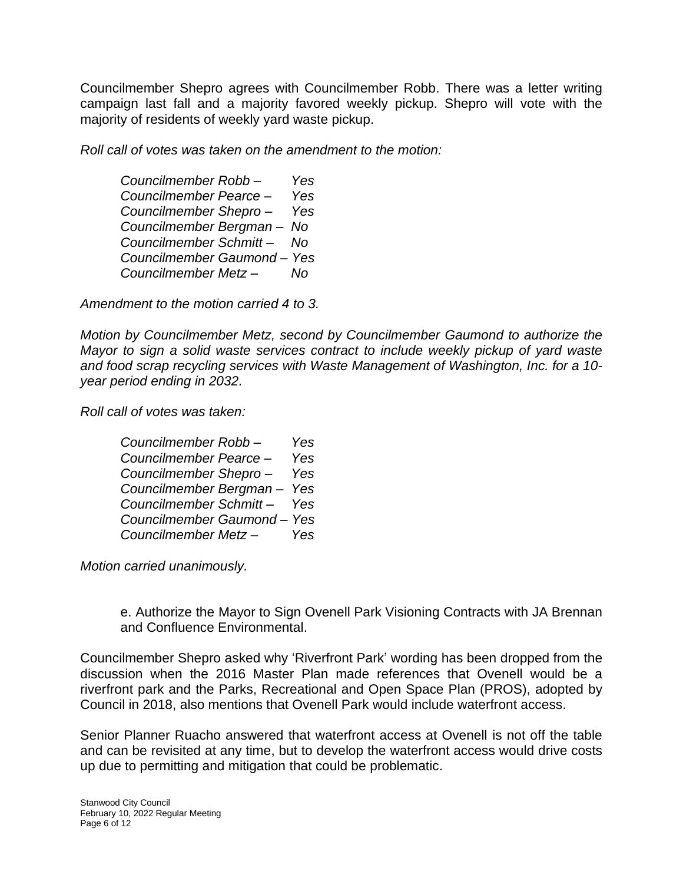Councilmember Shepro agrees with Councilmember Robb. There was a letter writing campaign last fall and a majority favored weekly pickup. Shepro will vote with the majority of residents of weekly yard waste pickup.

*Roll call of votes was taken on the amendment to the motion:*

*Councilmember Robb – Yes*
*Councilmember Pearce – Yes*
*Councilmember Shepro – Yes*
*Councilmember Bergman – No*
*Councilmember Schmitt – No*
*Councilmember Gaumond – Yes*
*Councilmember Metz – No*

*Amendment to the motion carried 4 to 3.*

*Motion by Councilmember Metz, second by Councilmember Gaumond to authorize the Mayor to sign a solid waste services contract to include weekly pickup of yard waste and food scrap recycling services with Waste Management of Washington, Inc. for a 10-year period ending in 2032.*

*Roll call of votes was taken:*

*Councilmember Robb – Yes*
*Councilmember Pearce – Yes*
*Councilmember Shepro – Yes*
*Councilmember Bergman – Yes*
*Councilmember Schmitt – Yes*
*Councilmember Gaumond – Yes*
*Councilmember Metz – Yes*

*Motion carried unanimously.*

e. Authorize the Mayor to Sign Ovenell Park Visioning Contracts with JA Brennan and Confluence Environmental.

Councilmember Shepro asked why 'Riverfront Park' wording has been dropped from the discussion when the 2016 Master Plan made references that Ovenell would be a riverfront park and the Parks, Recreational and Open Space Plan (PROS), adopted by Council in 2018, also mentions that Ovenell Park would include waterfront access.

Senior Planner Ruacho answered that waterfront access at Ovenell is not off the table and can be revisited at any time, but to develop the waterfront access would drive costs up due to permitting and mitigation that could be problematic.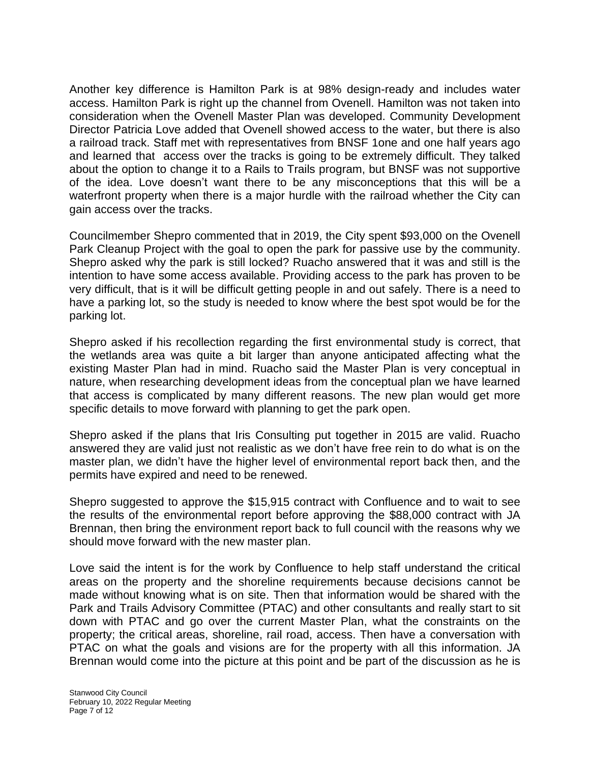Another key difference is Hamilton Park is at 98% design-ready and includes water access. Hamilton Park is right up the channel from Ovenell. Hamilton was not taken into consideration when the Ovenell Master Plan was developed. Community Development Director Patricia Love added that Ovenell showed access to the water, but there is also a railroad track. Staff met with representatives from BNSF 1one and one half years ago and learned that  access over the tracks is going to be extremely difficult. They talked about the option to change it to a Rails to Trails program, but BNSF was not supportive of the idea. Love doesn't want there to be any misconceptions that this will be a waterfront property when there is a major hurdle with the railroad whether the City can gain access over the tracks.

Councilmember Shepro commented that in 2019, the City spent $93,000 on the Ovenell Park Cleanup Project with the goal to open the park for passive use by the community. Shepro asked why the park is still locked? Ruacho answered that it was and still is the intention to have some access available. Providing access to the park has proven to be very difficult, that is it will be difficult getting people in and out safely. There is a need to have a parking lot, so the study is needed to know where the best spot would be for the parking lot.

Shepro asked if his recollection regarding the first environmental study is correct, that the wetlands area was quite a bit larger than anyone anticipated affecting what the existing Master Plan had in mind. Ruacho said the Master Plan is very conceptual in nature, when researching development ideas from the conceptual plan we have learned that access is complicated by many different reasons. The new plan would get more specific details to move forward with planning to get the park open.

Shepro asked if the plans that Iris Consulting put together in 2015 are valid. Ruacho answered they are valid just not realistic as we don't have free rein to do what is on the master plan, we didn't have the higher level of environmental report back then, and the permits have expired and need to be renewed.

Shepro suggested to approve the $15,915 contract with Confluence and to wait to see the results of the environmental report before approving the $88,000 contract with JA Brennan, then bring the environment report back to full council with the reasons why we should move forward with the new master plan.

Love said the intent is for the work by Confluence to help staff understand the critical areas on the property and the shoreline requirements because decisions cannot be made without knowing what is on site. Then that information would be shared with the Park and Trails Advisory Committee (PTAC) and other consultants and really start to sit down with PTAC and go over the current Master Plan, what the constraints on the property; the critical areas, shoreline, rail road, access. Then have a conversation with PTAC on what the goals and visions are for the property with all this information. JA Brennan would come into the picture at this point and be part of the discussion as he is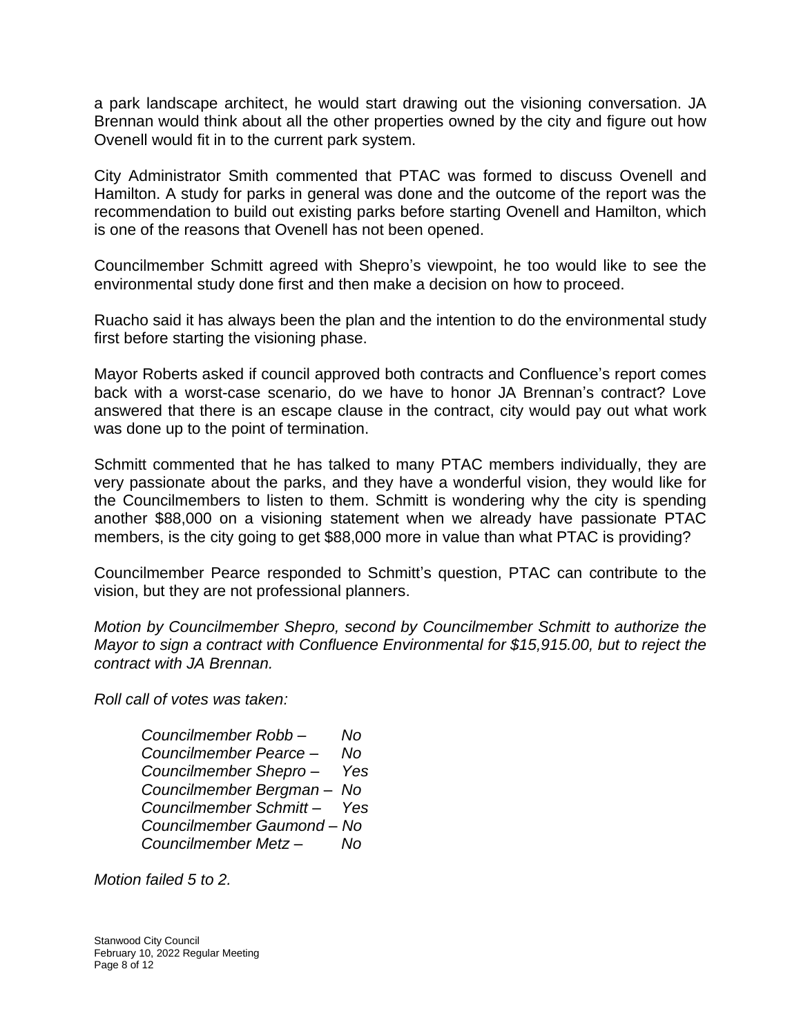a park landscape architect, he would start drawing out the visioning conversation. JA Brennan would think about all the other properties owned by the city and figure out how Ovenell would fit in to the current park system.

City Administrator Smith commented that PTAC was formed to discuss Ovenell and Hamilton. A study for parks in general was done and the outcome of the report was the recommendation to build out existing parks before starting Ovenell and Hamilton, which is one of the reasons that Ovenell has not been opened.

Councilmember Schmitt agreed with Shepro's viewpoint, he too would like to see the environmental study done first and then make a decision on how to proceed.

Ruacho said it has always been the plan and the intention to do the environmental study first before starting the visioning phase.

Mayor Roberts asked if council approved both contracts and Confluence's report comes back with a worst-case scenario, do we have to honor JA Brennan's contract? Love answered that there is an escape clause in the contract, city would pay out what work was done up to the point of termination.

Schmitt commented that he has talked to many PTAC members individually, they are very passionate about the parks, and they have a wonderful vision, they would like for the Councilmembers to listen to them. Schmitt is wondering why the city is spending another $88,000 on a visioning statement when we already have passionate PTAC members, is the city going to get $88,000 more in value than what PTAC is providing?

Councilmember Pearce responded to Schmitt's question, PTAC can contribute to the vision, but they are not professional planners.

*Motion by Councilmember Shepro, second by Councilmember Schmitt to authorize the Mayor to sign a contract with Confluence Environmental for $15,915.00, but to reject the contract with JA Brennan.*

*Roll call of votes was taken:*

*Councilmember Robb – No*
*Councilmember Pearce – No*
*Councilmember Shepro – Yes*
*Councilmember Bergman – No*
*Councilmember Schmitt – Yes*
*Councilmember Gaumond – No*
*Councilmember Metz – No*

*Motion failed 5 to 2.*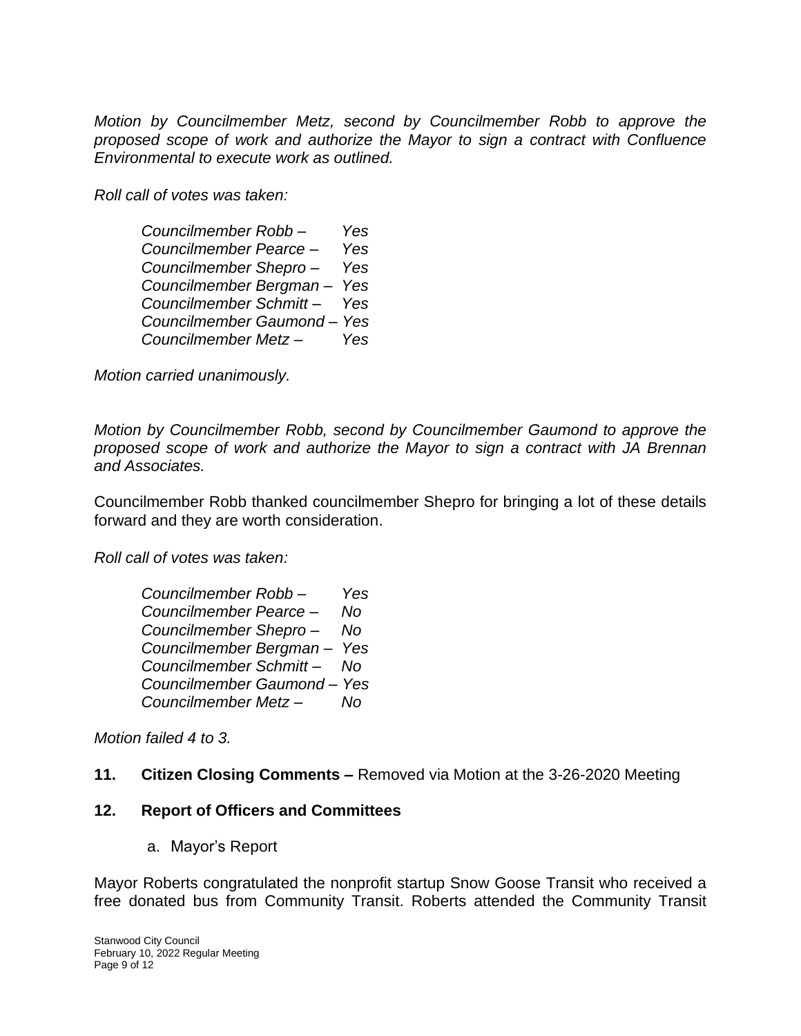*Motion by Councilmember Metz, second by Councilmember Robb to approve the proposed scope of work and authorize the Mayor to sign a contract with Confluence Environmental to execute work as outlined.*

*Roll call of votes was taken:*

*Councilmember Robb – Yes*
*Councilmember Pearce – Yes*
*Councilmember Shepro – Yes*
*Councilmember Bergman – Yes*
*Councilmember Schmitt – Yes*
*Councilmember Gaumond – Yes*
*Councilmember Metz – Yes*

*Motion carried unanimously.*

*Motion by Councilmember Robb, second by Councilmember Gaumond to approve the proposed scope of work and authorize the Mayor to sign a contract with JA Brennan and Associates.*

Councilmember Robb thanked councilmember Shepro for bringing a lot of these details forward and they are worth consideration.

*Roll call of votes was taken:*

*Councilmember Robb – Yes*
*Councilmember Pearce – No*
*Councilmember Shepro – No*
*Councilmember Bergman – Yes*
*Councilmember Schmitt – No*
*Councilmember Gaumond – Yes*
*Councilmember Metz – No*

*Motion failed 4 to 3.*

**11. Citizen Closing Comments –** Removed via Motion at the 3-26-2020 Meeting

**12. Report of Officers and Committees**

a. Mayor's Report

Mayor Roberts congratulated the nonprofit startup Snow Goose Transit who received a free donated bus from Community Transit. Roberts attended the Community Transit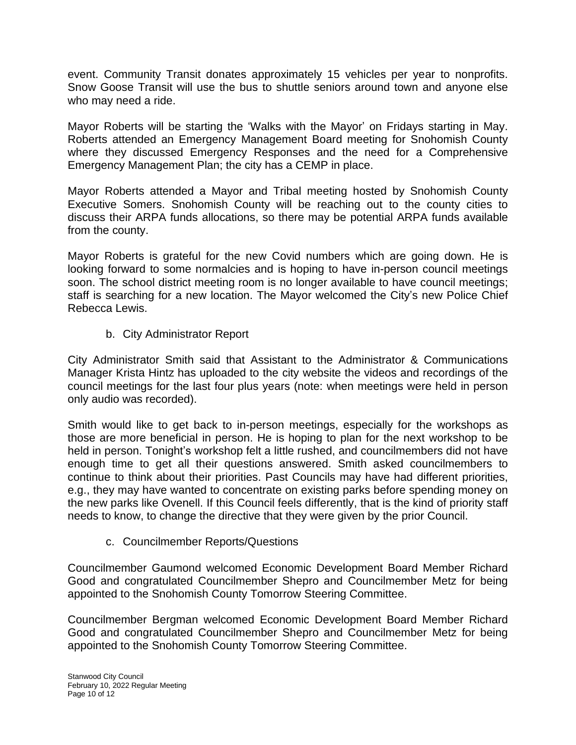event. Community Transit donates approximately 15 vehicles per year to nonprofits. Snow Goose Transit will use the bus to shuttle seniors around town and anyone else who may need a ride.

Mayor Roberts will be starting the 'Walks with the Mayor' on Fridays starting in May. Roberts attended an Emergency Management Board meeting for Snohomish County where they discussed Emergency Responses and the need for a Comprehensive Emergency Management Plan; the city has a CEMP in place.

Mayor Roberts attended a Mayor and Tribal meeting hosted by Snohomish County Executive Somers. Snohomish County will be reaching out to the county cities to discuss their ARPA funds allocations, so there may be potential ARPA funds available from the county.

Mayor Roberts is grateful for the new Covid numbers which are going down. He is looking forward to some normalcies and is hoping to have in-person council meetings soon. The school district meeting room is no longer available to have council meetings; staff is searching for a new location. The Mayor welcomed the City's new Police Chief Rebecca Lewis.

b. City Administrator Report

City Administrator Smith said that Assistant to the Administrator & Communications Manager Krista Hintz has uploaded to the city website the videos and recordings of the council meetings for the last four plus years (note: when meetings were held in person only audio was recorded).

Smith would like to get back to in-person meetings, especially for the workshops as those are more beneficial in person. He is hoping to plan for the next workshop to be held in person. Tonight's workshop felt a little rushed, and councilmembers did not have enough time to get all their questions answered. Smith asked councilmembers to continue to think about their priorities. Past Councils may have had different priorities, e.g., they may have wanted to concentrate on existing parks before spending money on the new parks like Ovenell. If this Council feels differently, that is the kind of priority staff needs to know, to change the directive that they were given by the prior Council.

c. Councilmember Reports/Questions

Councilmember Gaumond welcomed Economic Development Board Member Richard Good and congratulated Councilmember Shepro and Councilmember Metz for being appointed to the Snohomish County Tomorrow Steering Committee.

Councilmember Bergman welcomed Economic Development Board Member Richard Good and congratulated Councilmember Shepro and Councilmember Metz for being appointed to the Snohomish County Tomorrow Steering Committee.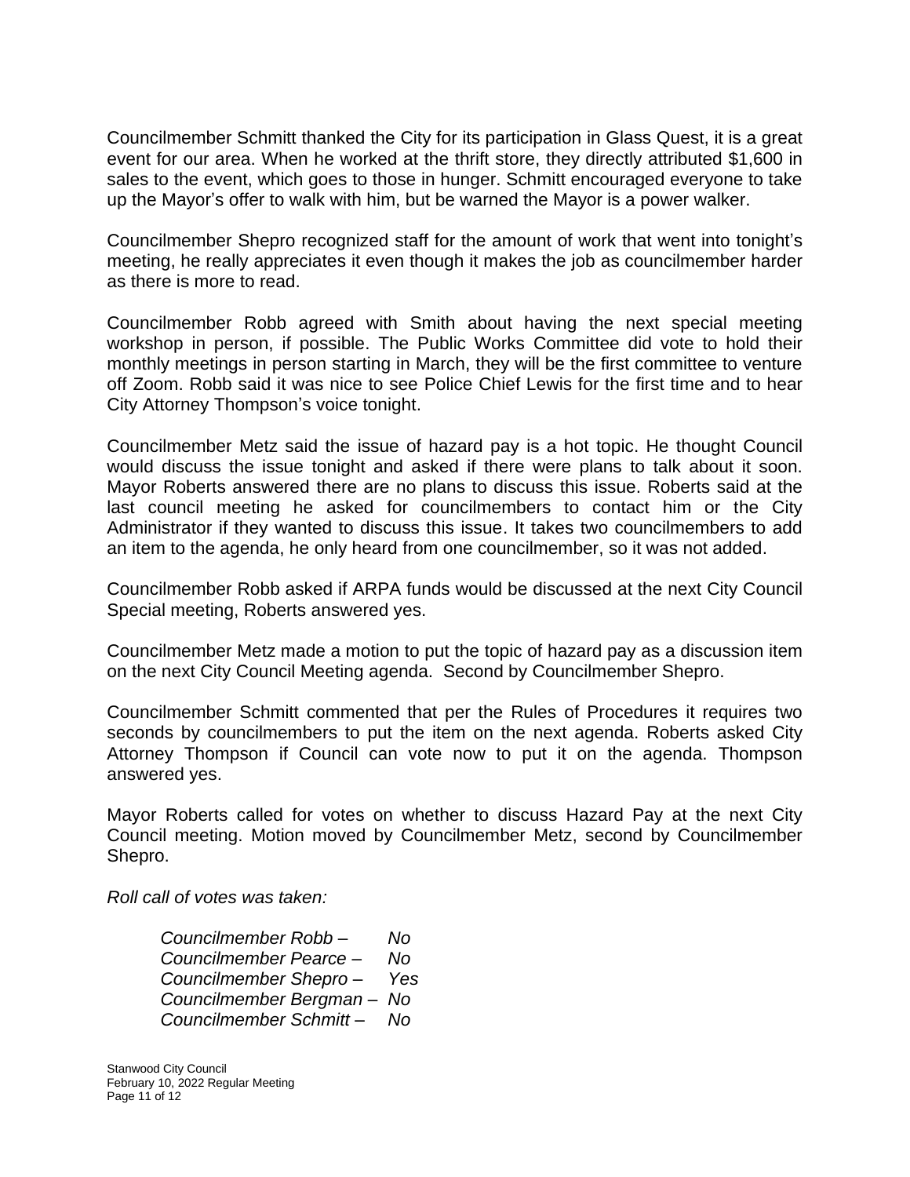Councilmember Schmitt thanked the City for its participation in Glass Quest, it is a great event for our area. When he worked at the thrift store, they directly attributed $1,600 in sales to the event, which goes to those in hunger. Schmitt encouraged everyone to take up the Mayor's offer to walk with him, but be warned the Mayor is a power walker.

Councilmember Shepro recognized staff for the amount of work that went into tonight's meeting, he really appreciates it even though it makes the job as councilmember harder as there is more to read.

Councilmember Robb agreed with Smith about having the next special meeting workshop in person, if possible. The Public Works Committee did vote to hold their monthly meetings in person starting in March, they will be the first committee to venture off Zoom. Robb said it was nice to see Police Chief Lewis for the first time and to hear City Attorney Thompson's voice tonight.

Councilmember Metz said the issue of hazard pay is a hot topic. He thought Council would discuss the issue tonight and asked if there were plans to talk about it soon. Mayor Roberts answered there are no plans to discuss this issue. Roberts said at the last council meeting he asked for councilmembers to contact him or the City Administrator if they wanted to discuss this issue. It takes two councilmembers to add an item to the agenda, he only heard from one councilmember, so it was not added.

Councilmember Robb asked if ARPA funds would be discussed at the next City Council Special meeting, Roberts answered yes.

Councilmember Metz made a motion to put the topic of hazard pay as a discussion item on the next City Council Meeting agenda. Second by Councilmember Shepro.

Councilmember Schmitt commented that per the Rules of Procedures it requires two seconds by councilmembers to put the item on the next agenda. Roberts asked City Attorney Thompson if Council can vote now to put it on the agenda. Thompson answered yes.

Mayor Roberts called for votes on whether to discuss Hazard Pay at the next City Council meeting. Motion moved by Councilmember Metz, second by Councilmember Shepro.

*Roll call of votes was taken:*

*Councilmember Robb – No*
*Councilmember Pearce – No*
*Councilmember Shepro – Yes*
*Councilmember Bergman – No*
*Councilmember Schmitt – No*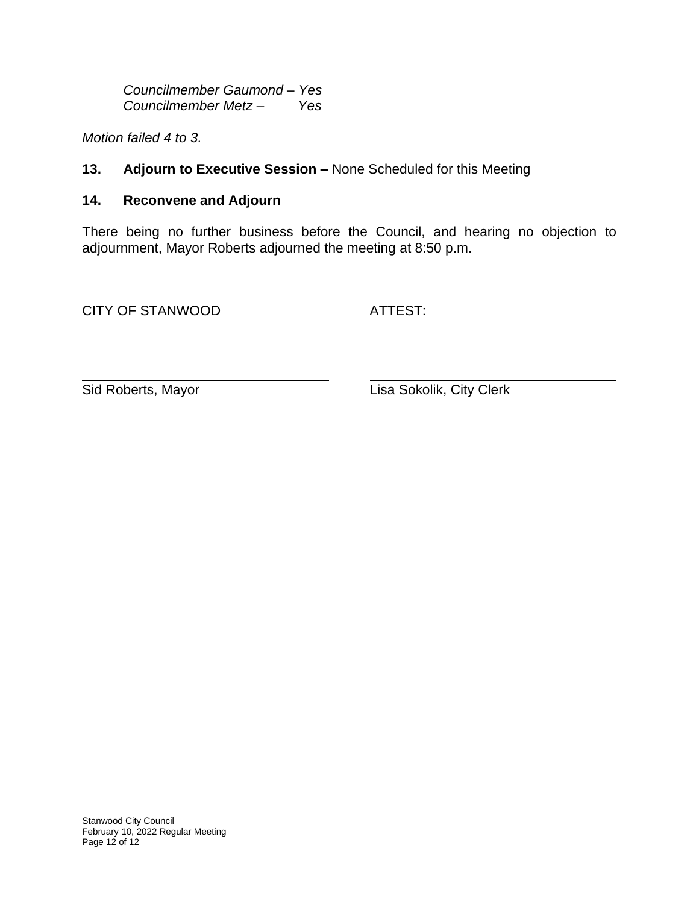*Councilmember Gaumond – Yes*
*Councilmember Metz – Yes*

*Motion failed 4 to 3.*

**13. Adjourn to Executive Session –** None Scheduled for this Meeting

**14. Reconvene and Adjourn**

There being no further business before the Council, and hearing no objection to adjournment, Mayor Roberts adjourned the meeting at 8:50 p.m.

CITY OF STANWOOD

ATTEST:

Sid Roberts, Mayor

Lisa Sokolik, City Clerk